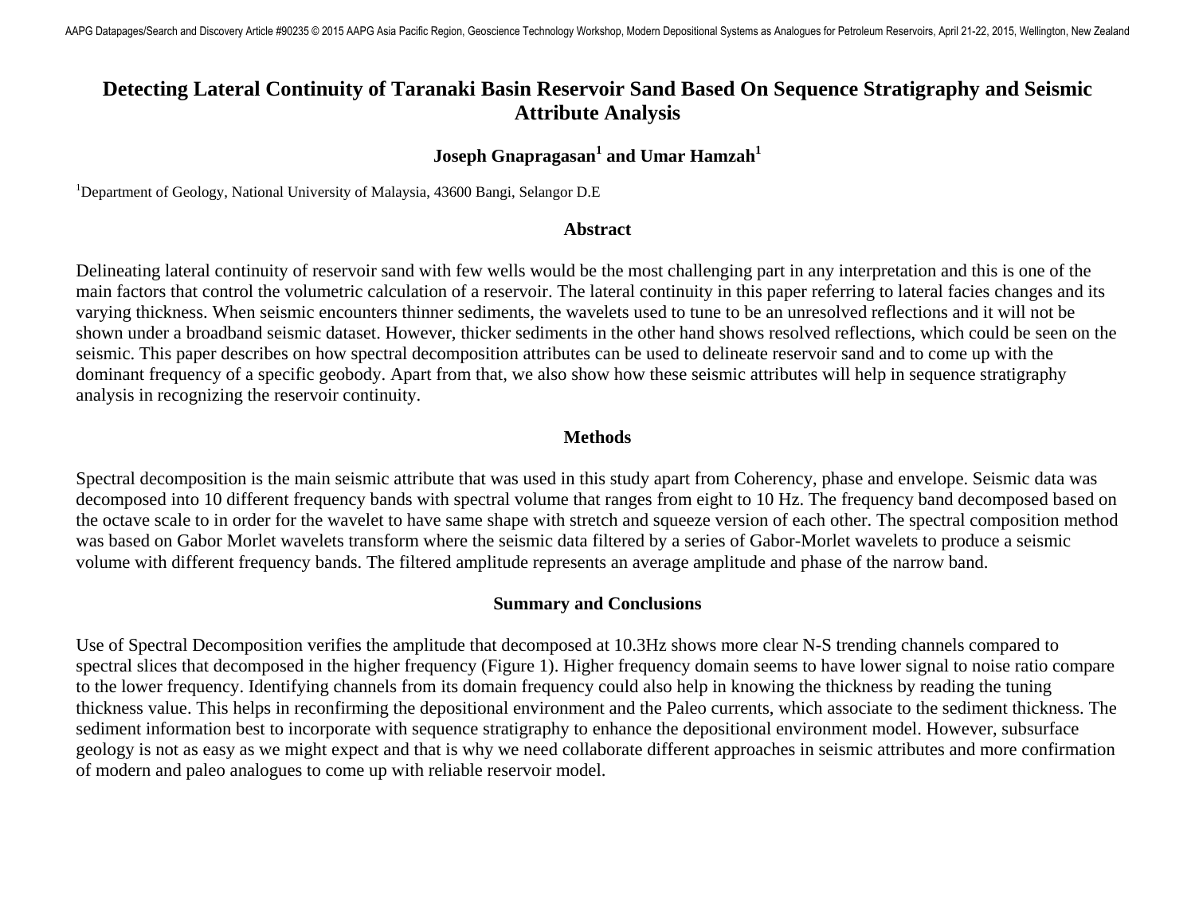# Detecting Lateral Continuity of Taranaki Basin Reservoir Sand Based On Sequence Stratigraphy and Seismic Attribute Analysis

**Joseph Gnapragasan[1] and Umar Hamzah[1]**

[1]Department of Geology, National University of Malaysia, 43600 Bangi, Selangor D.E

## Abstract

Delineating lateral continuity of reservoir sand with few wells would be the most challenging part in any interpretation and this is one of the main factors that control the volumetric calculation of a reservoir. The lateral continuity in this paper referring to lateral facies changes and its varying thickness. When seismic encounters thinner sediments, the wavelets used to tune to be an unresolved reflections and it will not be shown under a broadband seismic dataset. However, thicker sediments in the other hand shows resolved reflections, which could be seen on the seismic. This paper describes on how spectral decomposition attributes can be used to delineate reservoir sand and to come up with the dominant frequency of a specific geobody. Apart from that, we also show how these seismic attributes will help in sequence stratigraphy analysis in recognizing the reservoir continuity.

## Methods

Spectral decomposition is the main seismic attribute that was used in this study apart from Coherency, phase and envelope. Seismic data was decomposed into 10 different frequency bands with spectral volume that ranges from eight to 10 Hz. The frequency band decomposed based on the octave scale to in order for the wavelet to have same shape with stretch and squeeze version of each other. The spectral composition method was based on Gabor Morlet wavelets transform where the seismic data filtered by a series of Gabor-Morlet wavelets to produce a seismic volume with different frequency bands. The filtered amplitude represents an average amplitude and phase of the narrow band.

## Summary and Conclusions

Use of Spectral Decomposition verifies the amplitude that decomposed at 10.3Hz shows more clear N-S trending channels compared to spectral slices that decomposed in the higher frequency (Figure 1). Higher frequency domain seems to have lower signal to noise ratio compare to the lower frequency. Identifying channels from its domain frequency could also help in knowing the thickness by reading the tuning thickness value. This helps in reconfirming the depositional environment and the Paleo currents, which associate to the sediment thickness. The sediment information best to incorporate with sequence stratigraphy to enhance the depositional environment model. However, subsurface geology is not as easy as we might expect and that is why we need collaborate different approaches in seismic attributes and more confirmation of modern and paleo analogues to come up with reliable reservoir model.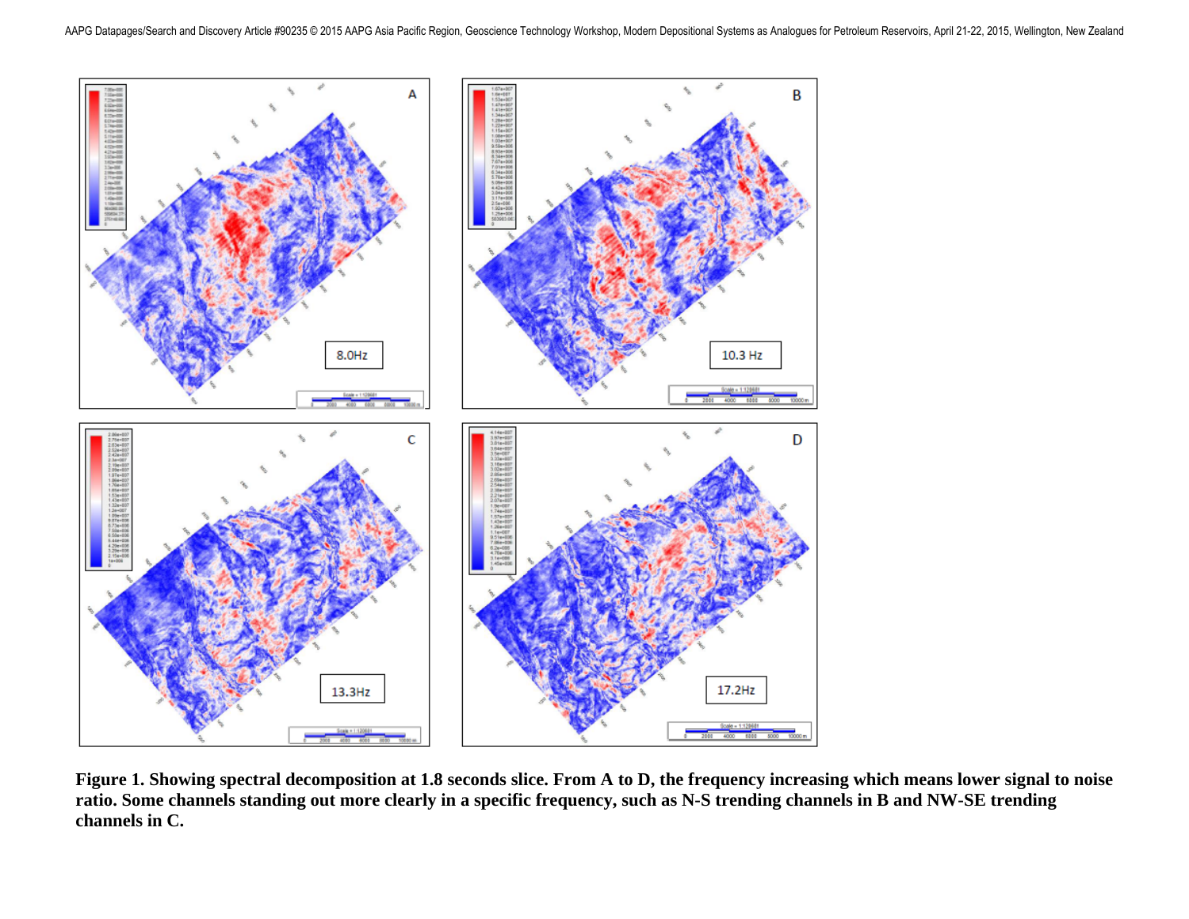A

8.0Hz

B

10.3 Hz

C

13.3Hz

D

17.2Hz

**Figure 1. Showing spectral decomposition at 1.8 seconds slice. From A to D, the frequency increasing which means lower signal to noise ratio. Some channels standing out more clearly in a specific frequency, such as N-S trending channels in B and NW-SE trending channels in C.**